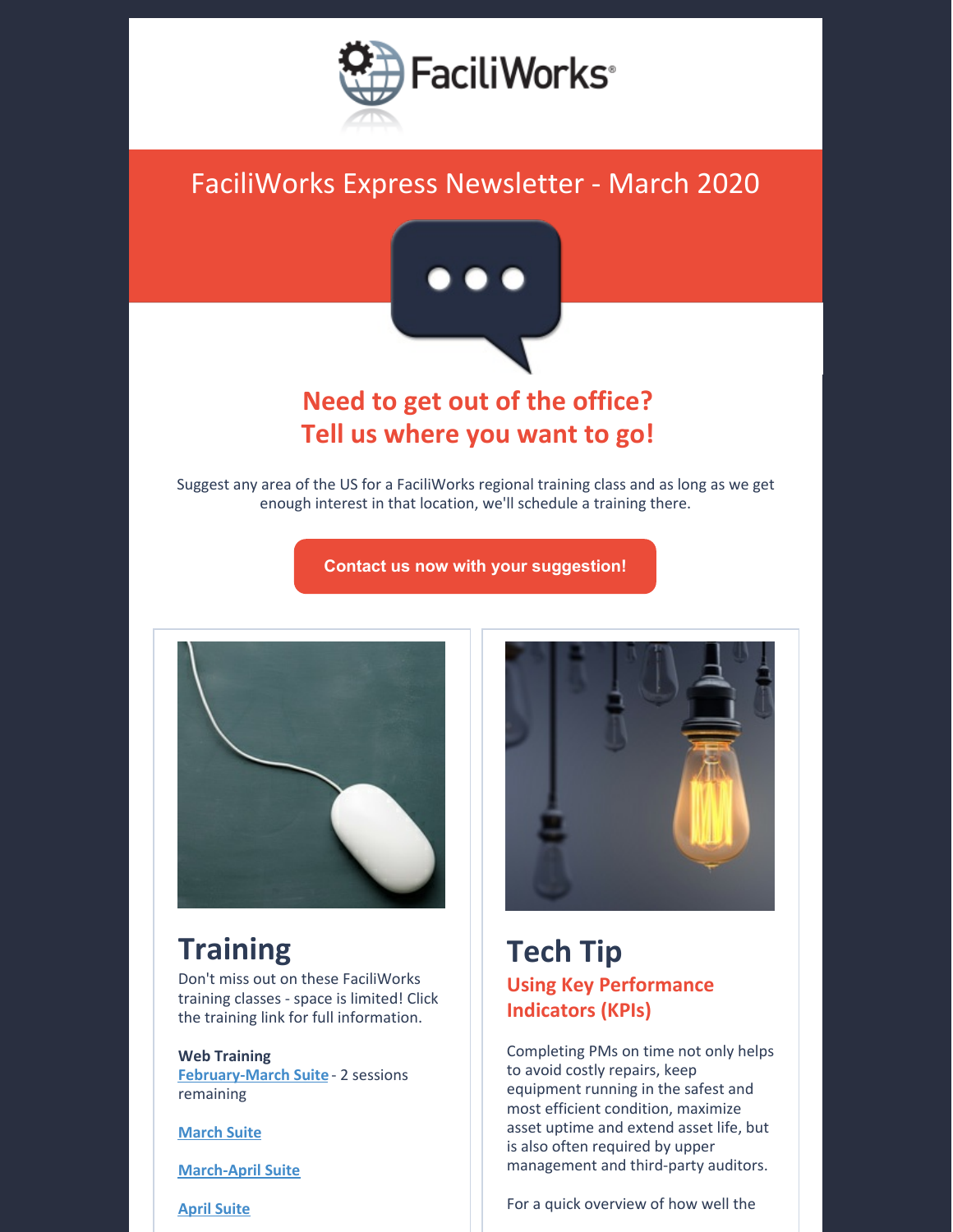FaciliWorks®

# FaciliWorks Express Newsletter - March 2020

## Need to get out of the office?
## Tell us where you want to go!

Suggest any area of the US for a FaciliWorks regional training class and as long as we get enough interest in that location, we'll schedule a training there.

**Contact us now with your suggestion!**

## Training

Don't miss out on these FaciliWorks training classes - space is limited! Click the training link for full information.

**Web Training**
February-March Suite - 2 sessions remaining

March Suite

March-April Suite

April Suite

## Tech Tip

### Using Key Performance Indicators (KPIs)

Completing PMs on time not only helps to avoid costly repairs, keep equipment running in the safest and most efficient condition, maximize asset uptime and extend asset life, but is also often required by upper management and third-party auditors.

For a quick overview of how well the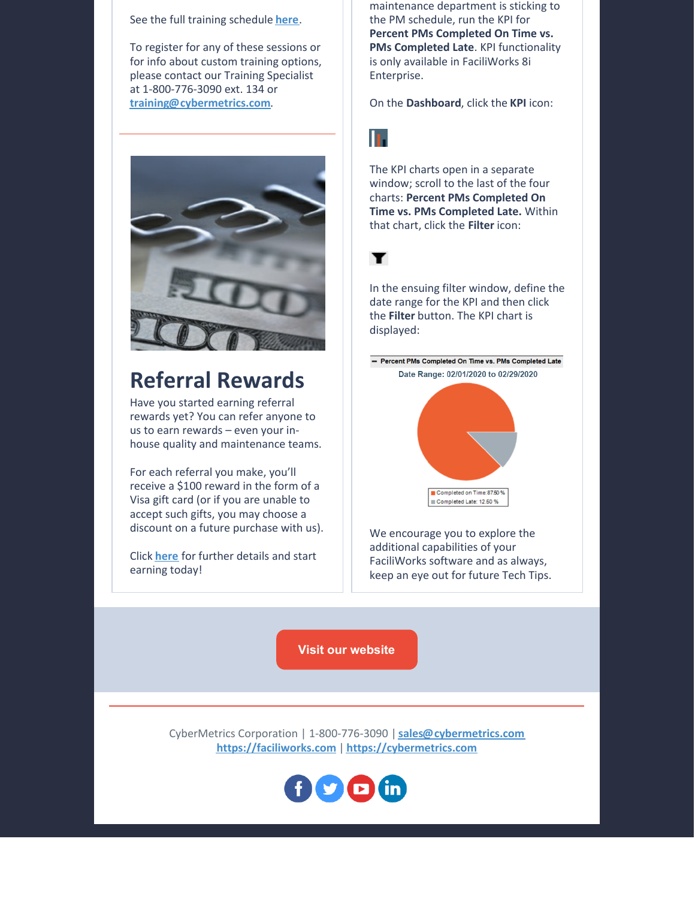See the full training schedule here.

To register for any of these sessions or for info about custom training options, please contact our Training Specialist at 1-800-776-3090 ext. 134 or training@cybermetrics.com.

## Referral Rewards

Have you started earning referral rewards yet? You can refer anyone to us to earn rewards – even your in-house quality and maintenance teams.

For each referral you make, you'll receive a $100 reward in the form of a Visa gift card (or if you are unable to accept such gifts, you may choose a discount on a future purchase with us).

Click here for further details and start earning today!

maintenance department is sticking to the PM schedule, run the KPI for **Percent PMs Completed On Time vs. PMs Completed Late**. KPI functionality is only available in FaciliWorks 8i Enterprise.

On the **Dashboard**, click the **KPI** icon:

The KPI charts open in a separate window; scroll to the last of the four charts: **Percent PMs Completed On Time vs. PMs Completed Late.** Within that chart, click the **Filter** icon:

In the ensuing filter window, define the date range for the KPI and then click the **Filter** button. The KPI chart is displayed:

Percent PMs Completed On Time vs. PMs Completed Late

Date Range: 02/01/2020 to 02/29/2020

Completed on Time: 87.50 %

Completed Late: 12.50 %

We encourage you to explore the additional capabilities of your FaciliWorks software and as always, keep an eye out for future Tech Tips.

Visit our website

CyberMetrics Corporation | 1-800-776-3090 | sales@cybermetrics.com
https://faciliworks.com | https://cybermetrics.com